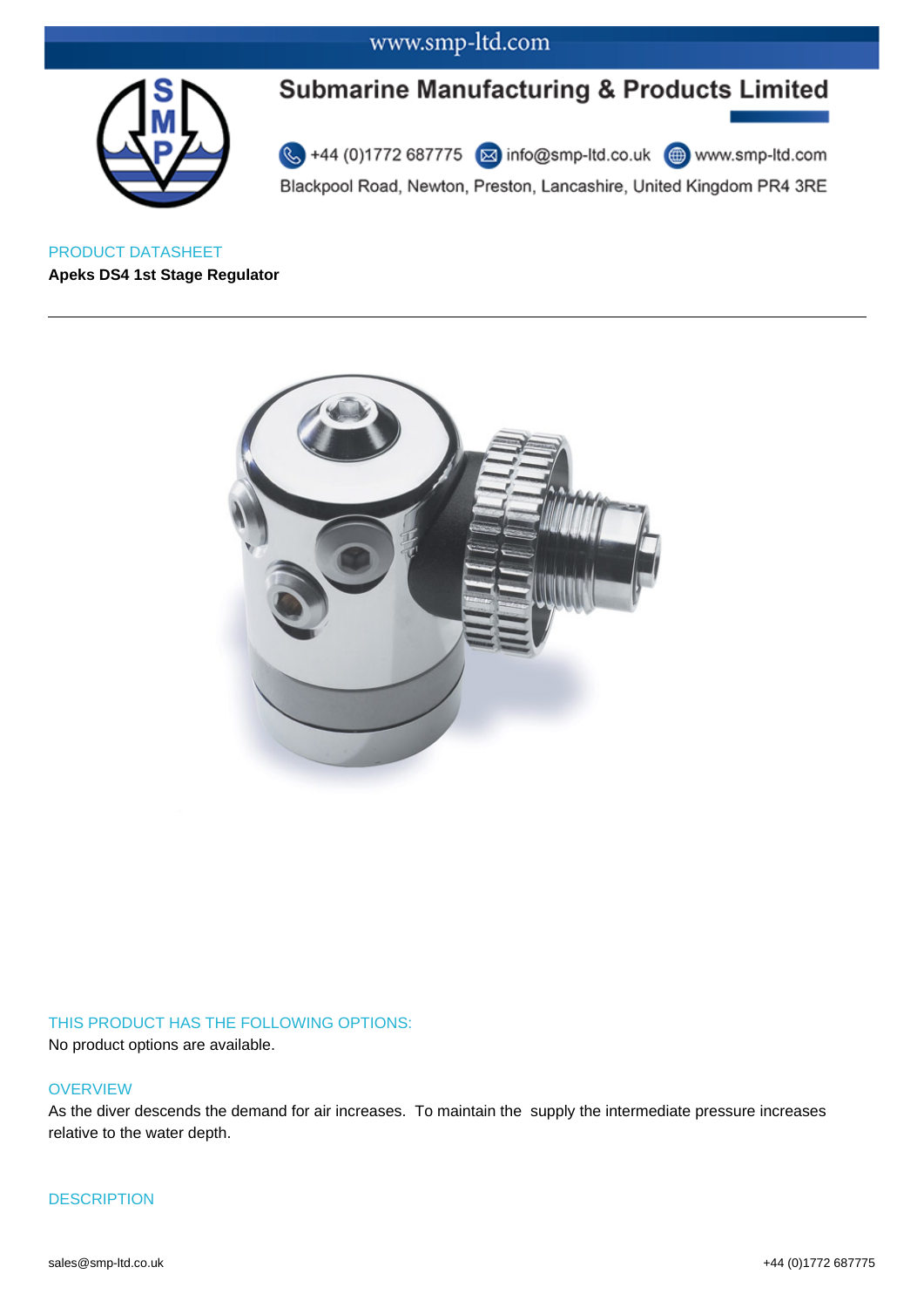# Submarine Manufacturing & Products Limited

+44 (0)1772 687775 info@smp-ltd.co.uk www.smp-ltd.com

Blackpool Road, Newton, Preston, Lancashire, United Kingdom PR4 3RE

PRODUCT DATASHEET

**Apeks DS4 1st Stage Regulator**

---

## THIS PRODUCT HAS THE FOLLOWING OPTIONS:

No product options are available.

## OVERVIEW

As the diver descends the demand for air increases.  To maintain the  supply the intermediate pressure increases relative to the water depth.

## DESCRIPTION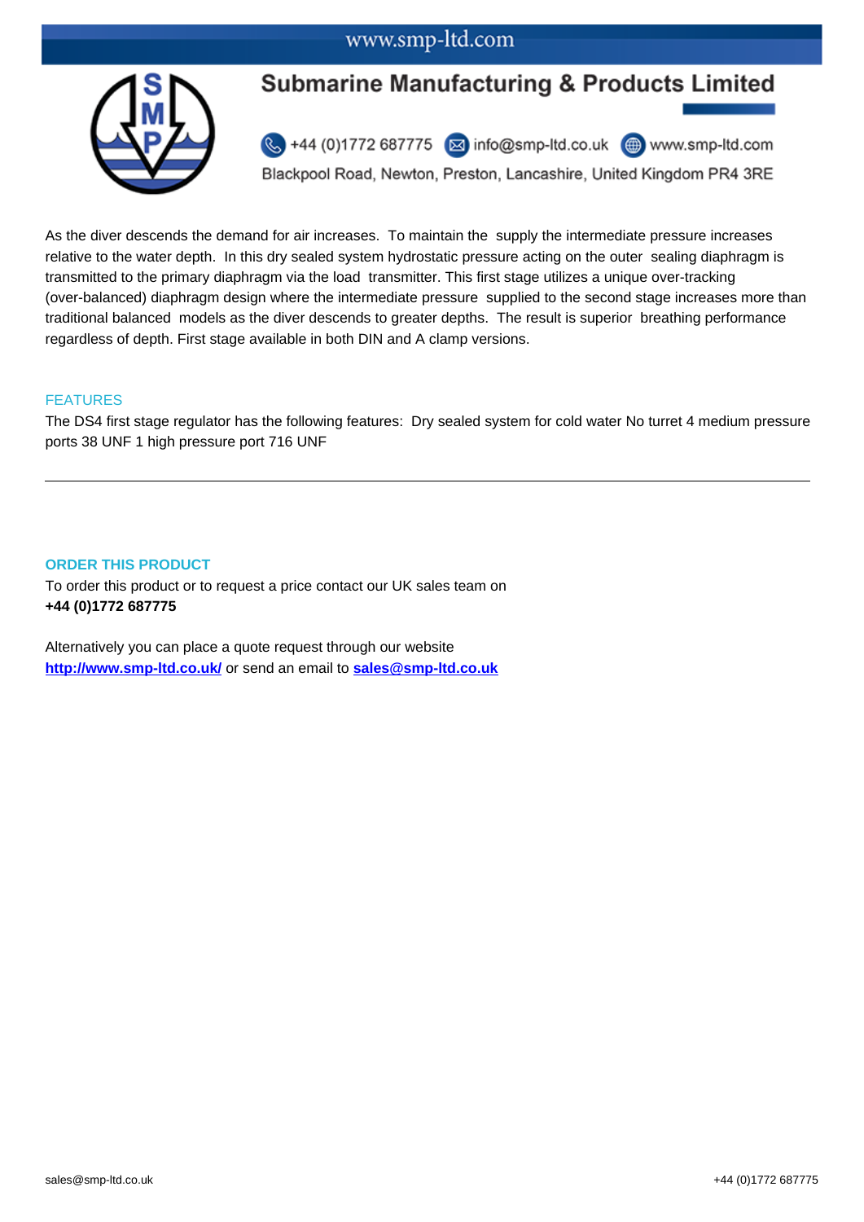As the diver descends the demand for air increases.  To maintain the  supply the intermediate pressure increases relative to the water depth.  In this dry sealed system hydrostatic pressure acting on the outer  sealing diaphragm is transmitted to the primary diaphragm via the load  transmitter. This first stage utilizes a unique over-tracking (over-balanced) diaphragm design where the intermediate pressure  supplied to the second stage increases more than traditional balanced  models as the diver descends to greater depths.  The result is superior  breathing performance regardless of depth. First stage available in both DIN and A clamp versions.

## FEATURES

The DS4 first stage regulator has the following features:  Dry sealed system for cold water No turret 4 medium pressure ports 38 UNF 1 high pressure port 716 UNF

---

## ORDER THIS PRODUCT

To order this product or to request a price contact our UK sales team on
**+44 (0)1772 687775**

Alternatively you can place a quote request through our website
**http://www.smp-ltd.co.uk/** or send an email to **sales@smp-ltd.co.uk**